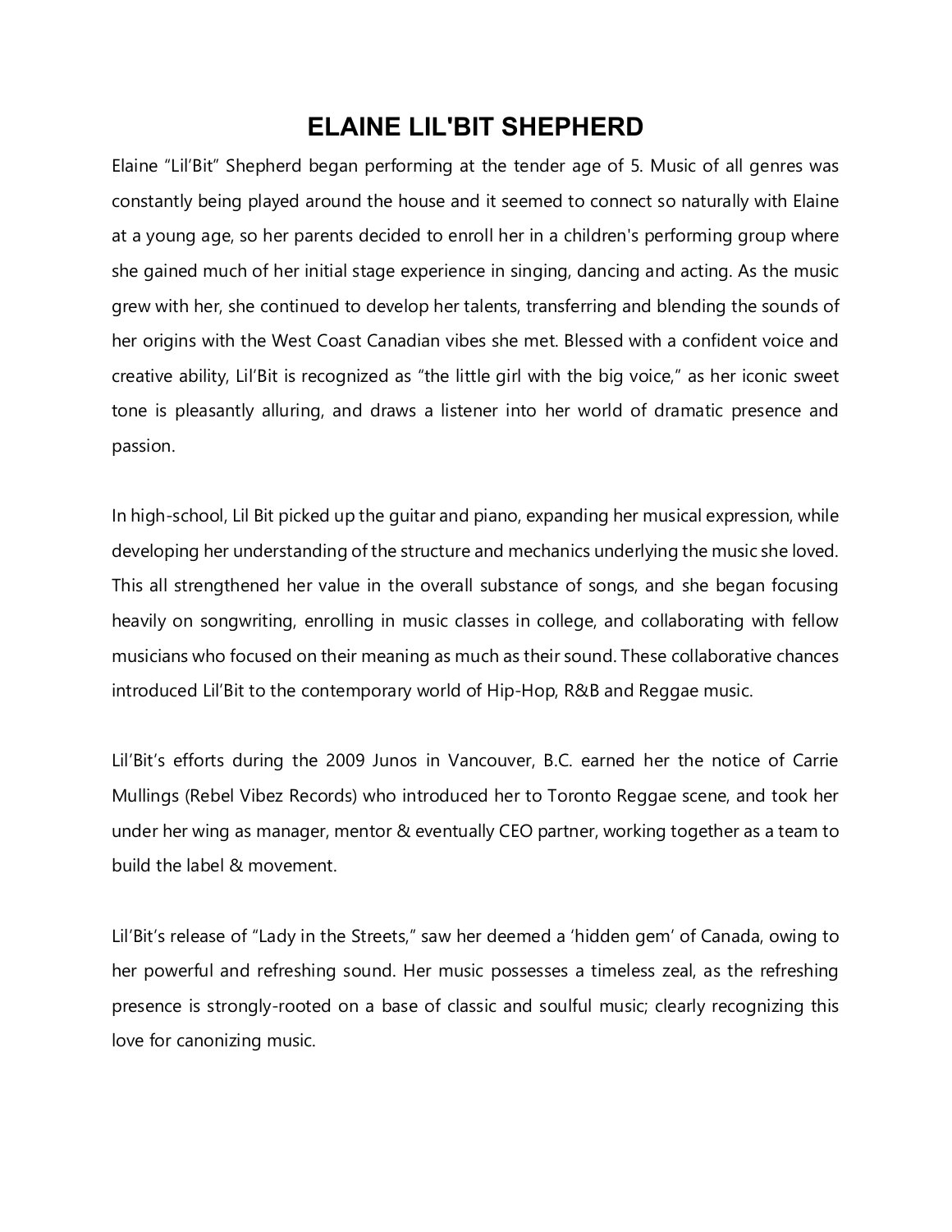# ELAINE LIL'BIT SHEPHERD

Elaine “Lil’Bit” Shepherd began performing at the tender age of 5. Music of all genres was constantly being played around the house and it seemed to connect so naturally with Elaine at a young age, so her parents decided to enroll her in a children's performing group where she gained much of her initial stage experience in singing, dancing and acting. As the music grew with her, she continued to develop her talents, transferring and blending the sounds of her origins with the West Coast Canadian vibes she met. Blessed with a confident voice and creative ability, Lil’Bit is recognized as “the little girl with the big voice,” as her iconic sweet tone is pleasantly alluring, and draws a listener into her world of dramatic presence and passion.

In high-school, Lil Bit picked up the guitar and piano, expanding her musical expression, while developing her understanding of the structure and mechanics underlying the music she loved. This all strengthened her value in the overall substance of songs, and she began focusing heavily on songwriting, enrolling in music classes in college, and collaborating with fellow musicians who focused on their meaning as much as their sound. These collaborative chances introduced Lil’Bit to the contemporary world of Hip-Hop, R&B and Reggae music.

Lil’Bit’s efforts during the 2009 Junos in Vancouver, B.C. earned her the notice of Carrie Mullings (Rebel Vibez Records) who introduced her to Toronto Reggae scene, and took her under her wing as manager, mentor & eventually CEO partner, working together as a team to build the label & movement.

Lil’Bit’s release of “Lady in the Streets,” saw her deemed a ‘hidden gem’ of Canada, owing to her powerful and refreshing sound. Her music possesses a timeless zeal, as the refreshing presence is strongly-rooted on a base of classic and soulful music; clearly recognizing this love for canonizing music.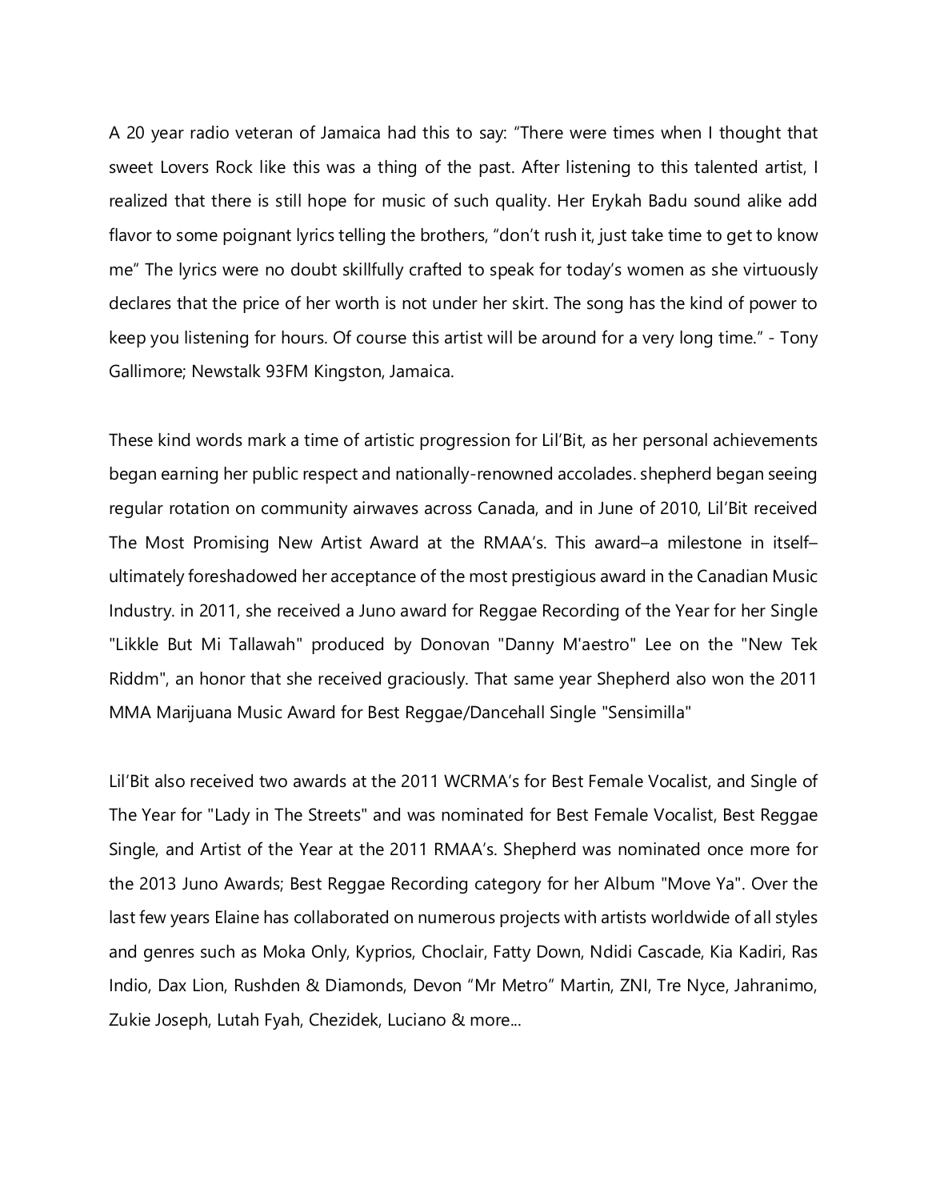A 20 year radio veteran of Jamaica had this to say: "There were times when I thought that sweet Lovers Rock like this was a thing of the past. After listening to this talented artist, I realized that there is still hope for music of such quality. Her Erykah Badu sound alike add flavor to some poignant lyrics telling the brothers, "don't rush it, just take time to get to know me" The lyrics were no doubt skillfully crafted to speak for today's women as she virtuously declares that the price of her worth is not under her skirt. The song has the kind of power to keep you listening for hours. Of course this artist will be around for a very long time." - Tony Gallimore; Newstalk 93FM Kingston, Jamaica.

These kind words mark a time of artistic progression for Lil'Bit, as her personal achievements began earning her public respect and nationally-renowned accolades. shepherd began seeing regular rotation on community airwaves across Canada, and in June of 2010, Lil'Bit received The Most Promising New Artist Award at the RMAA's. This award–a milestone in itself–ultimately foreshadowed her acceptance of the most prestigious award in the Canadian Music Industry. in 2011, she received a Juno award for Reggae Recording of the Year for her Single "Likkle But Mi Tallawah" produced by Donovan "Danny M'aestro" Lee on the "New Tek Riddm", an honor that she received graciously. That same year Shepherd also won the 2011 MMA Marijuana Music Award for Best Reggae/Dancehall Single "Sensimilla"

Lil'Bit also received two awards at the 2011 WCRMA's for Best Female Vocalist, and Single of The Year for "Lady in The Streets" and was nominated for Best Female Vocalist, Best Reggae Single, and Artist of the Year at the 2011 RMAA's. Shepherd was nominated once more for the 2013 Juno Awards; Best Reggae Recording category for her Album "Move Ya". Over the last few years Elaine has collaborated on numerous projects with artists worldwide of all styles and genres such as Moka Only, Kyprios, Choclair, Fatty Down, Ndidi Cascade, Kia Kadiri, Ras Indio, Dax Lion, Rushden & Diamonds, Devon "Mr Metro" Martin, ZNI, Tre Nyce, Jahranimo, Zukie Joseph, Lutah Fyah, Chezidek, Luciano & more...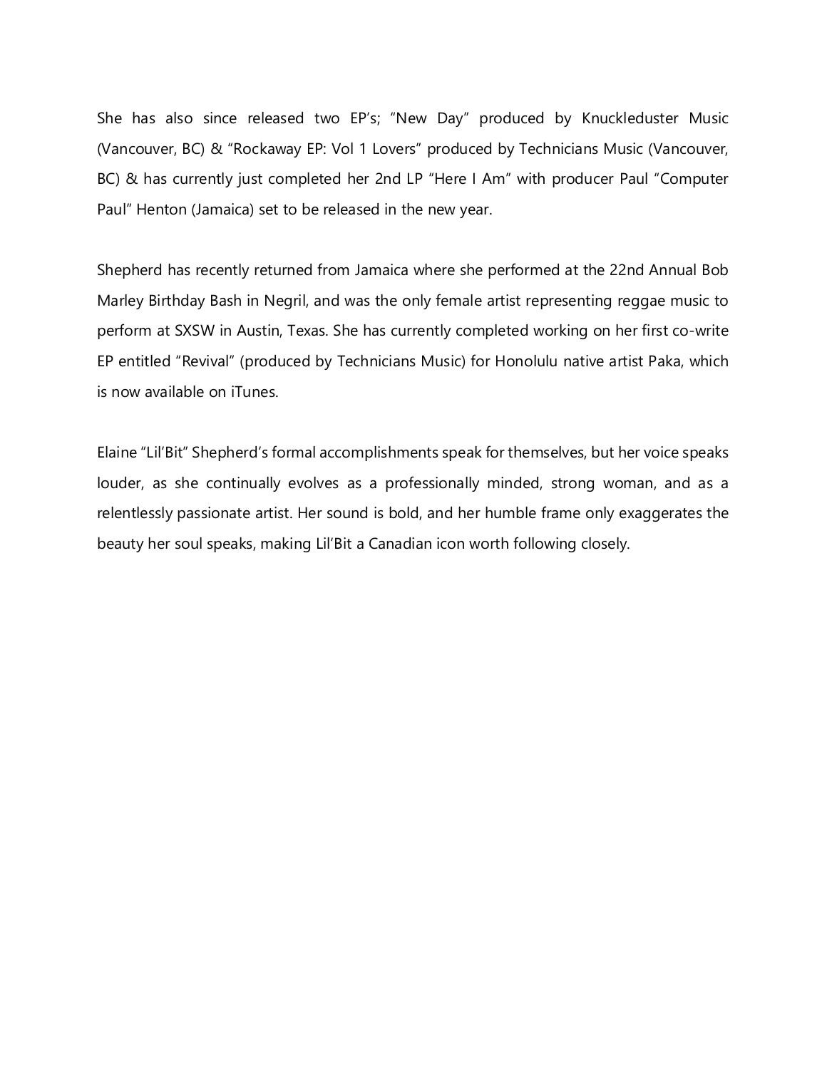She has also since released two EP's; "New Day" produced by Knuckleduster Music (Vancouver, BC) & "Rockaway EP: Vol 1 Lovers" produced by Technicians Music (Vancouver, BC) & has currently just completed her 2nd LP "Here I Am" with producer Paul "Computer Paul" Henton (Jamaica) set to be released in the new year.

Shepherd has recently returned from Jamaica where she performed at the 22nd Annual Bob Marley Birthday Bash in Negril, and was the only female artist representing reggae music to perform at SXSW in Austin, Texas. She has currently completed working on her first co-write EP entitled "Revival" (produced by Technicians Music) for Honolulu native artist Paka, which is now available on iTunes.

Elaine "Lil'Bit" Shepherd's formal accomplishments speak for themselves, but her voice speaks louder, as she continually evolves as a professionally minded, strong woman, and as a relentlessly passionate artist. Her sound is bold, and her humble frame only exaggerates the beauty her soul speaks, making Lil'Bit a Canadian icon worth following closely.